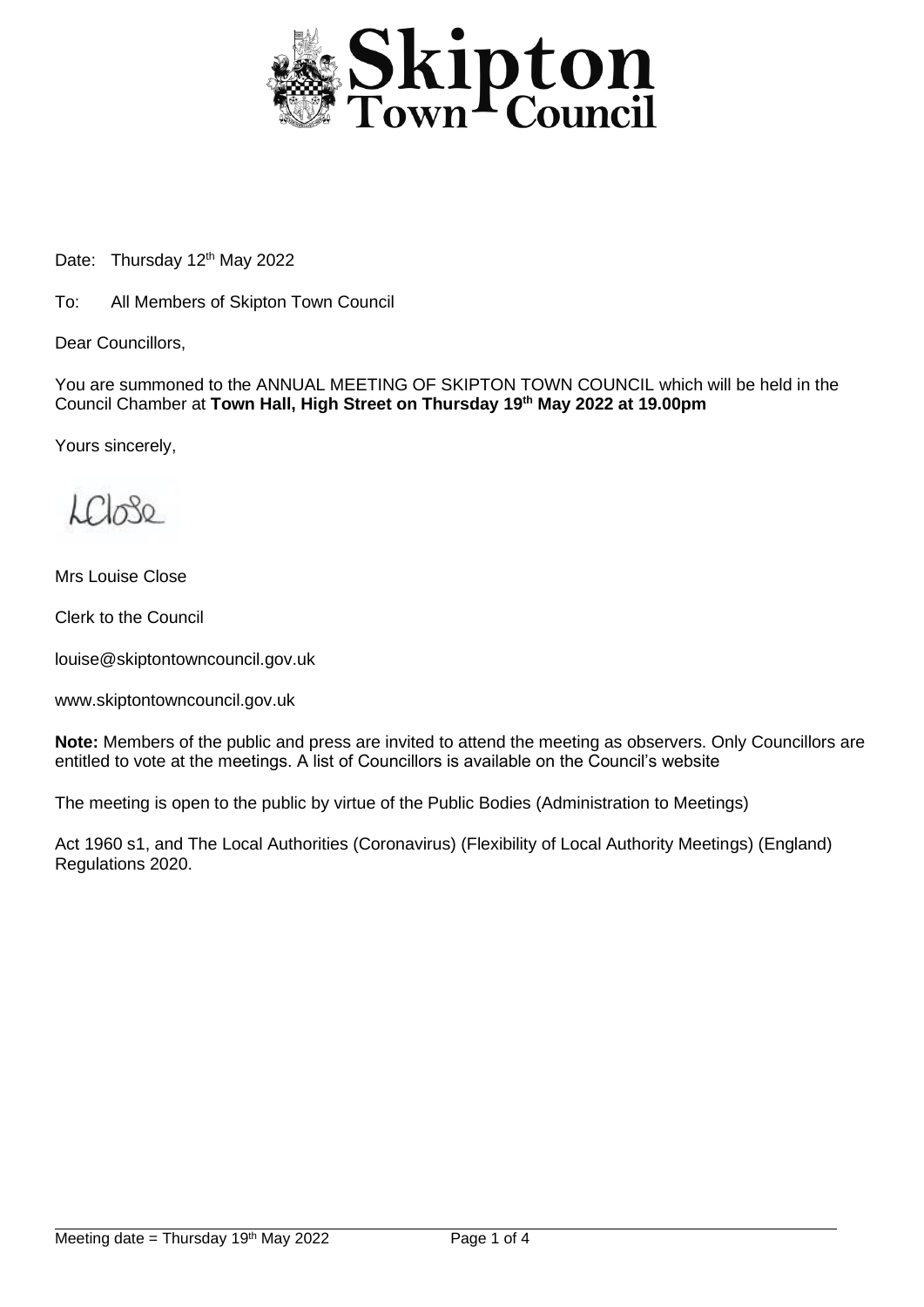# Skipton Town Council

Date: Thursday 12th May 2022

To: All Members of Skipton Town Council

Dear Councillors,

You are summoned to the ANNUAL MEETING OF SKIPTON TOWN COUNCIL which will be held in the Council Chamber at **Town Hall, High Street on Thursday 19th May 2022 at 19.00pm**

Yours sincerely,

LClose

Mrs Louise Close

Clerk to the Council

louise@skiptontowncouncil.gov.uk

www.skiptontowncouncil.gov.uk

**Note:** Members of the public and press are invited to attend the meeting as observers. Only Councillors are entitled to vote at the meetings. A list of Councillors is available on the Council's website

The meeting is open to the public by virtue of the Public Bodies (Administration to Meetings)

Act 1960 s1, and The Local Authorities (Coronavirus) (Flexibility of Local Authority Meetings) (England) Regulations 2020.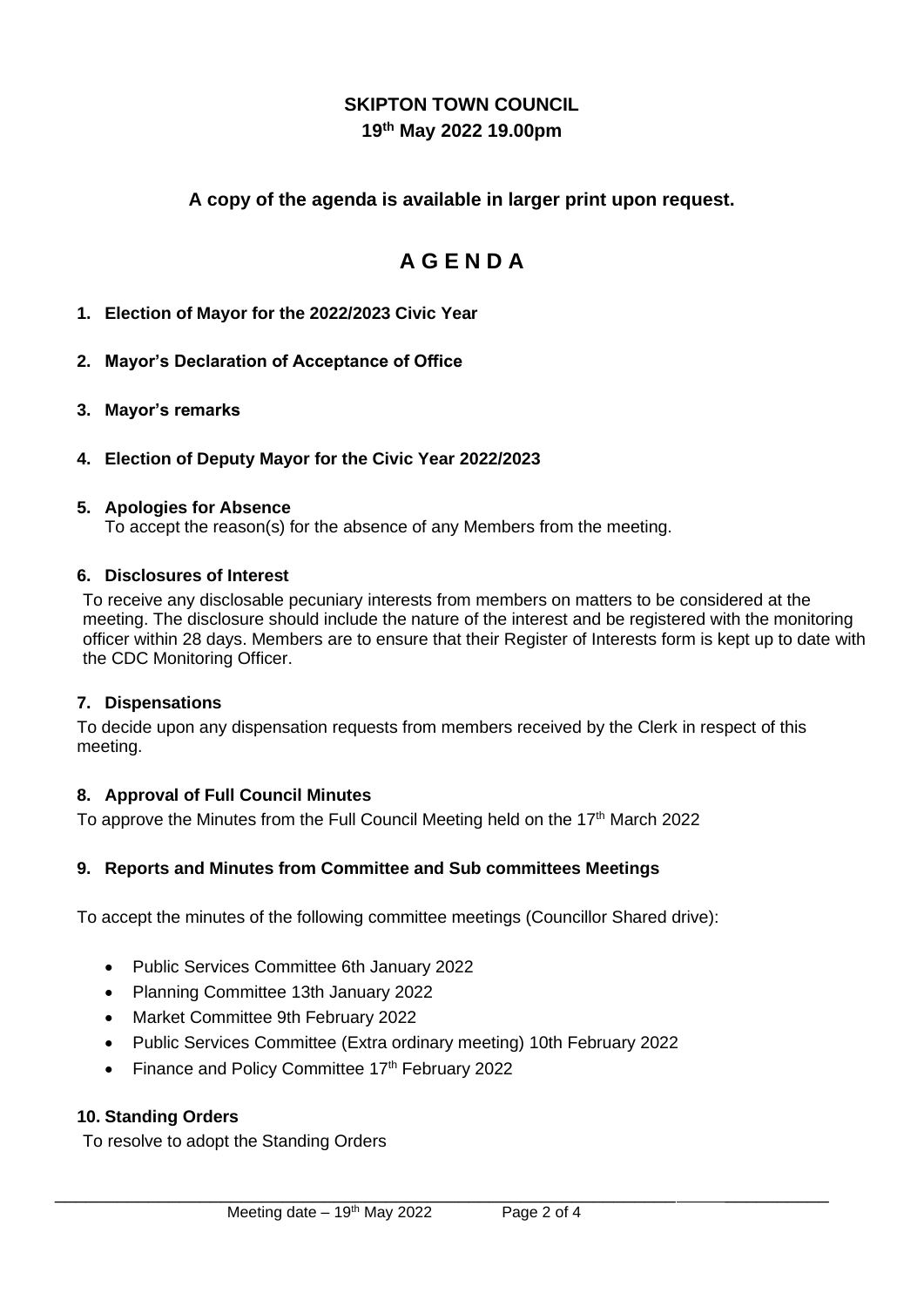# SKIPTON TOWN COUNCIL

**19th May 2022 19.00pm**

**A copy of the agenda is available in larger print upon request.**

# A G E N D A

1. **Election of Mayor for the 2022/2023 Civic Year**

2. **Mayor's Declaration of Acceptance of Office**

3. **Mayor's remarks**

4. **Election of Deputy Mayor for the Civic Year 2022/2023**

5. **Apologies for Absence**
   To accept the reason(s) for the absence of any Members from the meeting.

6. **Disclosures of Interest**
   To receive any disclosable pecuniary interests from members on matters to be considered at the meeting. The disclosure should include the nature of the interest and be registered with the monitoring officer within 28 days. Members are to ensure that their Register of Interests form is kept up to date with the CDC Monitoring Officer.

7. **Dispensations**
   To decide upon any dispensation requests from members received by the Clerk in respect of this meeting.

8. **Approval of Full Council Minutes**
   To approve the Minutes from the Full Council Meeting held on the 17th March 2022

9. **Reports and Minutes from Committee and Sub committees Meetings**

   To accept the minutes of the following committee meetings (Councillor Shared drive):

   - Public Services Committee 6th January 2022
   - Planning Committee 13th January 2022
   - Market Committee 9th February 2022
   - Public Services Committee (Extra ordinary meeting) 10th February 2022
   - Finance and Policy Committee 17th February 2022

10. **Standing Orders**
    To resolve to adopt the Standing Orders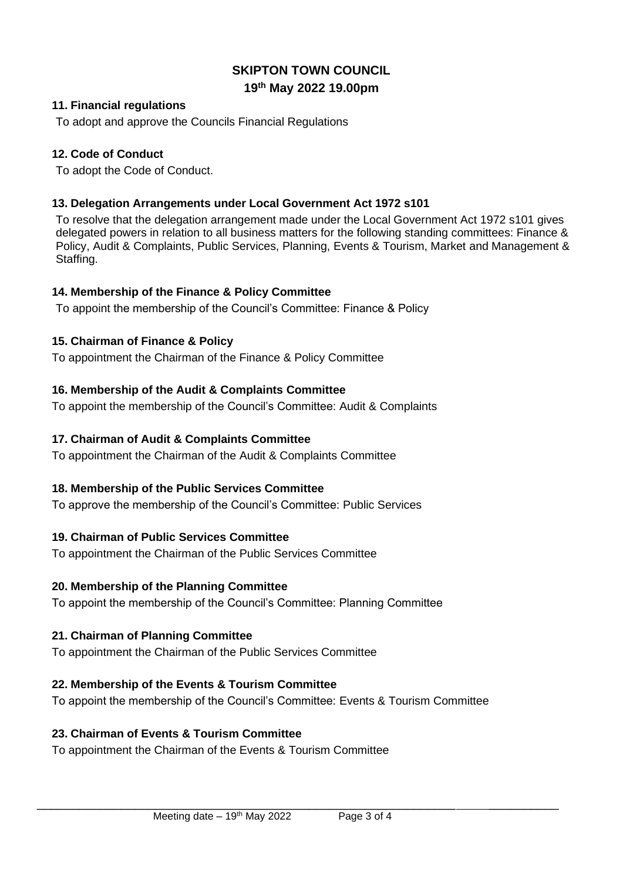**SKIPTON TOWN COUNCIL**
**19th May 2022 19.00pm**

### 11. Financial regulations

To adopt and approve the Councils Financial Regulations

### 12. Code of Conduct

To adopt the Code of Conduct.

### 13. Delegation Arrangements under Local Government Act 1972 s101

To resolve that the delegation arrangement made under the Local Government Act 1972 s101 gives delegated powers in relation to all business matters for the following standing committees: Finance & Policy, Audit & Complaints, Public Services, Planning, Events & Tourism, Market and Management & Staffing.

### 14. Membership of the Finance & Policy Committee

To appoint the membership of the Council's Committee: Finance & Policy

### 15. Chairman of Finance & Policy

To appointment the Chairman of the Finance & Policy Committee

### 16. Membership of the Audit & Complaints Committee

To appoint the membership of the Council's Committee: Audit & Complaints

### 17. Chairman of Audit & Complaints Committee

To appointment the Chairman of the Audit & Complaints Committee

### 18. Membership of the Public Services Committee

To approve the membership of the Council's Committee: Public Services

### 19. Chairman of Public Services Committee

To appointment the Chairman of the Public Services Committee

### 20. Membership of the Planning Committee

To appoint the membership of the Council's Committee: Planning Committee

### 21. Chairman of Planning Committee

To appointment the Chairman of the Public Services Committee

### 22. Membership of the Events & Tourism Committee

To appoint the membership of the Council's Committee: Events & Tourism Committee

### 23. Chairman of Events & Tourism Committee

To appointment the Chairman of the Events & Tourism Committee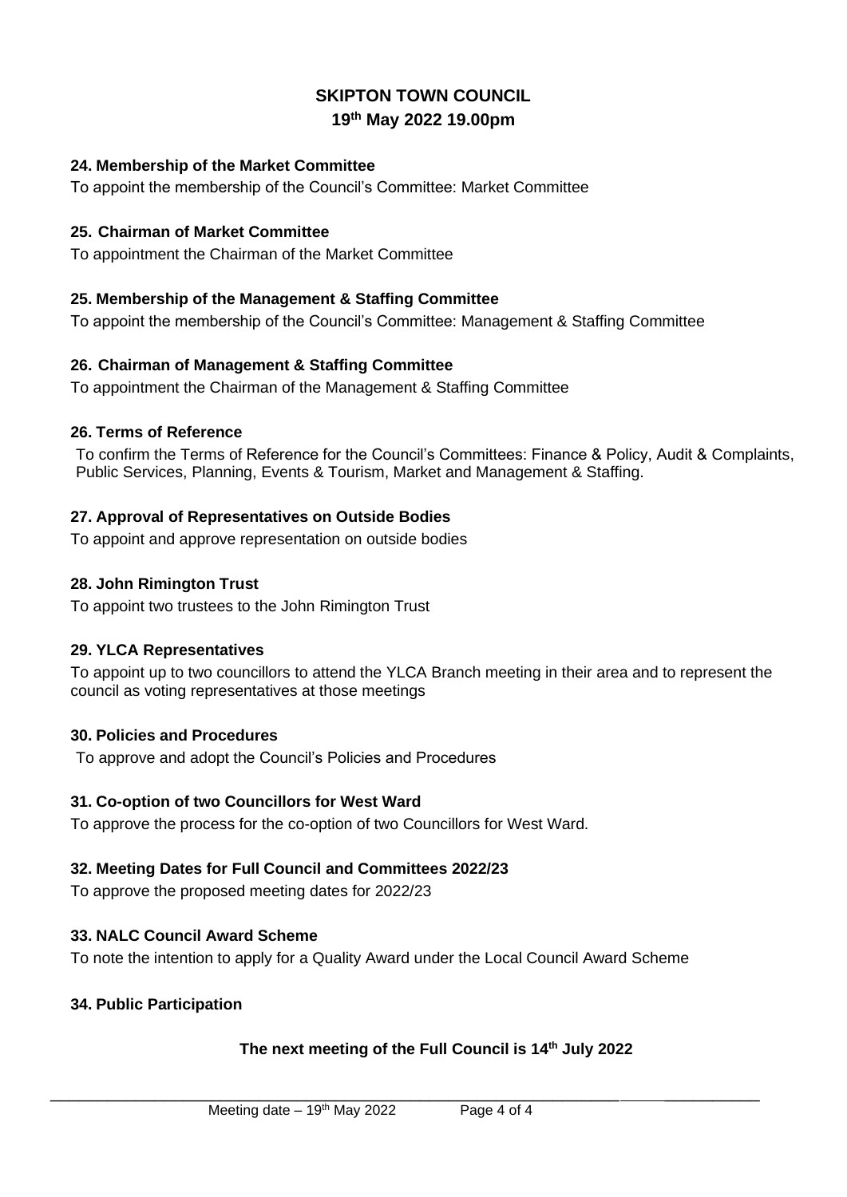**SKIPTON TOWN COUNCIL**
**19th May 2022 19.00pm**

### 24. Membership of the Market Committee

To appoint the membership of the Council's Committee: Market Committee

### 25. Chairman of Market Committee

To appointment the Chairman of the Market Committee

### 25. Membership of the Management & Staffing Committee

To appoint the membership of the Council's Committee: Management & Staffing Committee

### 26. Chairman of Management & Staffing Committee

To appointment the Chairman of the Management & Staffing Committee

### 26. Terms of Reference

To confirm the Terms of Reference for the Council's Committees: Finance & Policy, Audit & Complaints, Public Services, Planning, Events & Tourism, Market and Management & Staffing.

### 27. Approval of Representatives on Outside Bodies

To appoint and approve representation on outside bodies

### 28. John Rimington Trust

To appoint two trustees to the John Rimington Trust

### 29. YLCA Representatives

To appoint up to two councillors to attend the YLCA Branch meeting in their area and to represent the council as voting representatives at those meetings

### 30. Policies and Procedures

To approve and adopt the Council's Policies and Procedures

### 31. Co-option of two Councillors for West Ward

To approve the process for the co-option of two Councillors for West Ward.

### 32. Meeting Dates for Full Council and Committees 2022/23

To approve the proposed meeting dates for 2022/23

### 33. NALC Council Award Scheme

To note the intention to apply for a Quality Award under the Local Council Award Scheme

### 34. Public Participation

**The next meeting of the Full Council is 14th July 2022**

Meeting date – 19th May 2022